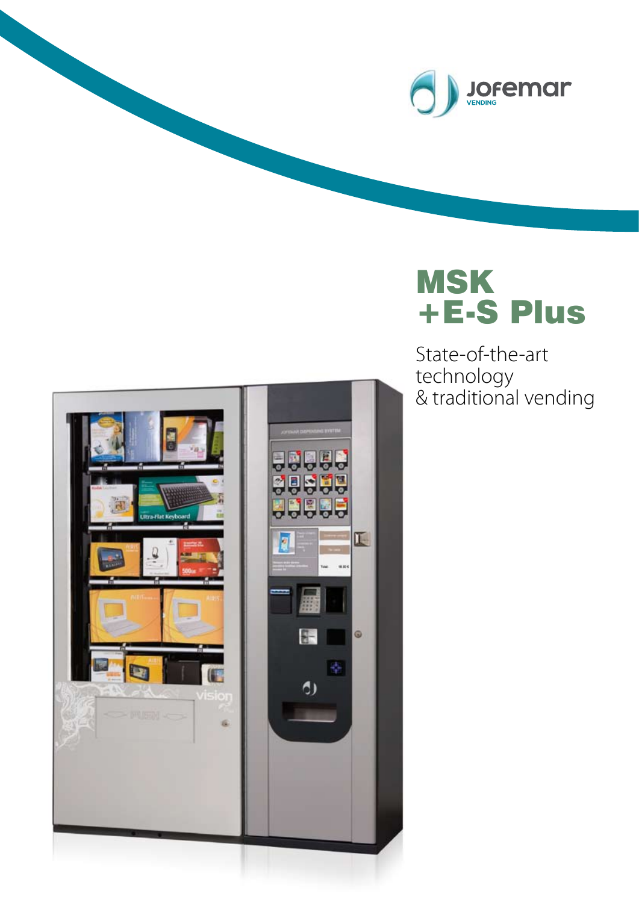# MSK +E-S Plus

State-of-the-art technology & traditional vending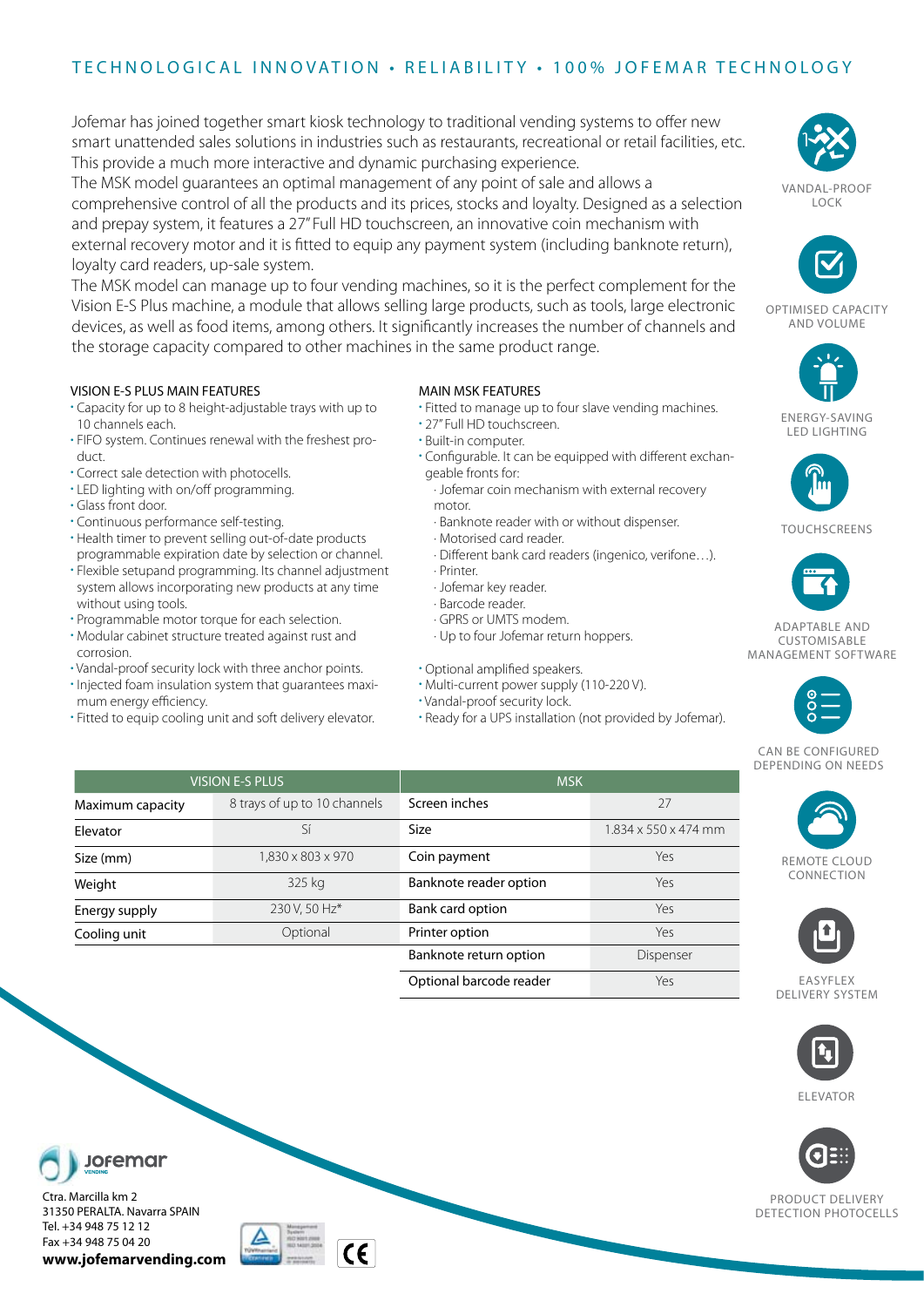TECHNOLOGICAL INNOVATION • RELIABILITY • 100% JOFEMAR TECHNOLOGY

Jofemar has joined together smart kiosk technology to traditional vending systems to offer new smart unattended sales solutions in industries such as restaurants, recreational or retail facilities, etc. This provide a much more interactive and dynamic purchasing experience.
The MSK model guarantees an optimal management of any point of sale and allows a comprehensive control of all the products and its prices, stocks and loyalty. Designed as a selection and prepay system, it features a 27" Full HD touchscreen, an innovative coin mechanism with external recovery motor and it is fitted to equip any payment system (including banknote return), loyalty card readers, up-sale system.
The MSK model can manage up to four vending machines, so it is the perfect complement for the Vision E-S Plus machine, a module that allows selling large products, such as tools, large electronic devices, as well as food items, among others. It significantly increases the number of channels and the storage capacity compared to other machines in the same product range.

VISION E-S PLUS MAIN FEATURES

- Capacity for up to 8 height-adjustable trays with up to 10 channels each.
- FIFO system. Continues renewal with the freshest product.
- Correct sale detection with photocells.
- LED lighting with on/off programming.
- Glass front door.
- Continuous performance self-testing.
- Health timer to prevent selling out-of-date products programmable expiration date by selection or channel.
- Flexible setupand programming. Its channel adjustment system allows incorporating new products at any time without using tools.
- Programmable motor torque for each selection.
- Modular cabinet structure treated against rust and corrosion.
- Vandal-proof security lock with three anchor points.
- Injected foam insulation system that guarantees maximum energy efficiency.
- Fitted to equip cooling unit and soft delivery elevator.

MAIN MSK FEATURES

- Fitted to manage up to four slave vending machines.
- 27" Full HD touchscreen.
- Built-in computer.
- Configurable. It can be equipped with different exchangeable fronts for:
  - Jofemar coin mechanism with external recovery motor.
  - Banknote reader with or without dispenser.
  - Motorised card reader.
  - Different bank card readers (ingenico, verifone…).
  - Printer.
  - Jofemar key reader.
  - Barcode reader.
  - GPRS or UMTS modem.
  - Up to four Jofemar return hoppers.
- Optional amplified speakers.
- Multi-current power supply (110-220 V).
- Vandal-proof security lock.
- Ready for a UPS installation (not provided by Jofemar).

| VISION E-S PLUS | | MSK | |
|---|---|---|---|
| Maximum capacity | 8 trays of up to 10 channels | Screen inches | 27 |
| Elevator | Sí | Size | 1.834 x 550 x 474 mm |
| Size (mm) | 1,830 x 803 x 970 | Coin payment | Yes |
| Weight | 325 kg | Banknote reader option | Yes |
| Energy supply | 230 V, 50 Hz* | Bank card option | Yes |
| Cooling unit | Optional | Printer option | Yes |
| | | Banknote return option | Dispenser |
| | | Optional barcode reader | Yes |

VANDAL-PROOF LOCK

OPTIMISED CAPACITY AND VOLUME

ENERGY-SAVING LED LIGHTING

TOUCHSCREENS

ADAPTABLE AND CUSTOMISABLE MANAGEMENT SOFTWARE

CAN BE CONFIGURED DEPENDING ON NEEDS

REMOTE CLOUD CONNECTION

EASYFLEX DELIVERY SYSTEM

ELEVATOR

PRODUCT DELIVERY DETECTION PHOTOCELLS

Jofemar

Ctra. Marcilla km 2
31350 PERALTA. Navarra SPAIN
Tel. +34 948 75 12 12
Fax +34 948 75 04 20
**www.jofemarvending.com**